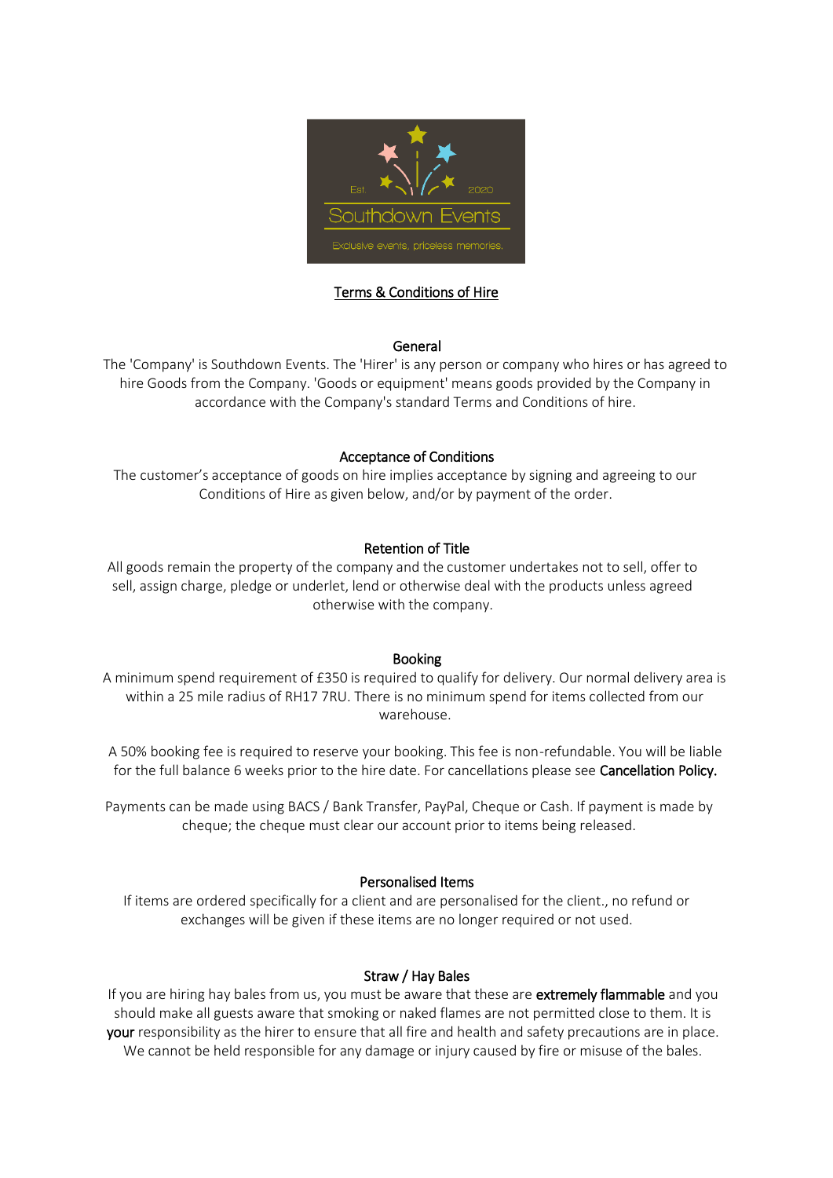# Terms & Conditions of Hire

## General

The 'Company' is Southdown Events. The 'Hirer' is any person or company who hires or has agreed to hire Goods from the Company. 'Goods or equipment' means goods provided by the Company in accordance with the Company's standard Terms and Conditions of hire.

## Acceptance of Conditions

The customer's acceptance of goods on hire implies acceptance by signing and agreeing to our Conditions of Hire as given below, and/or by payment of the order.

## Retention of Title

All goods remain the property of the company and the customer undertakes not to sell, offer to sell, assign charge, pledge or underlet, lend or otherwise deal with the products unless agreed otherwise with the company.

## Booking

A minimum spend requirement of £350 is required to qualify for delivery. Our normal delivery area is within a 25 mile radius of RH17 7RU. There is no minimum spend for items collected from our warehouse.

A 50% booking fee is required to reserve your booking. This fee is non-refundable. You will be liable for the full balance 6 weeks prior to the hire date. For cancellations please see **Cancellation Policy.**

Payments can be made using BACS / Bank Transfer, PayPal, Cheque or Cash. If payment is made by cheque; the cheque must clear our account prior to items being released.

## Personalised Items

If items are ordered specifically for a client and are personalised for the client., no refund or exchanges will be given if these items are no longer required or not used.

## Straw / Hay Bales

If you are hiring hay bales from us, you must be aware that these are **extremely flammable** and you should make all guests aware that smoking or naked flames are not permitted close to them. It is **your** responsibility as the hirer to ensure that all fire and health and safety precautions are in place. We cannot be held responsible for any damage or injury caused by fire or misuse of the bales.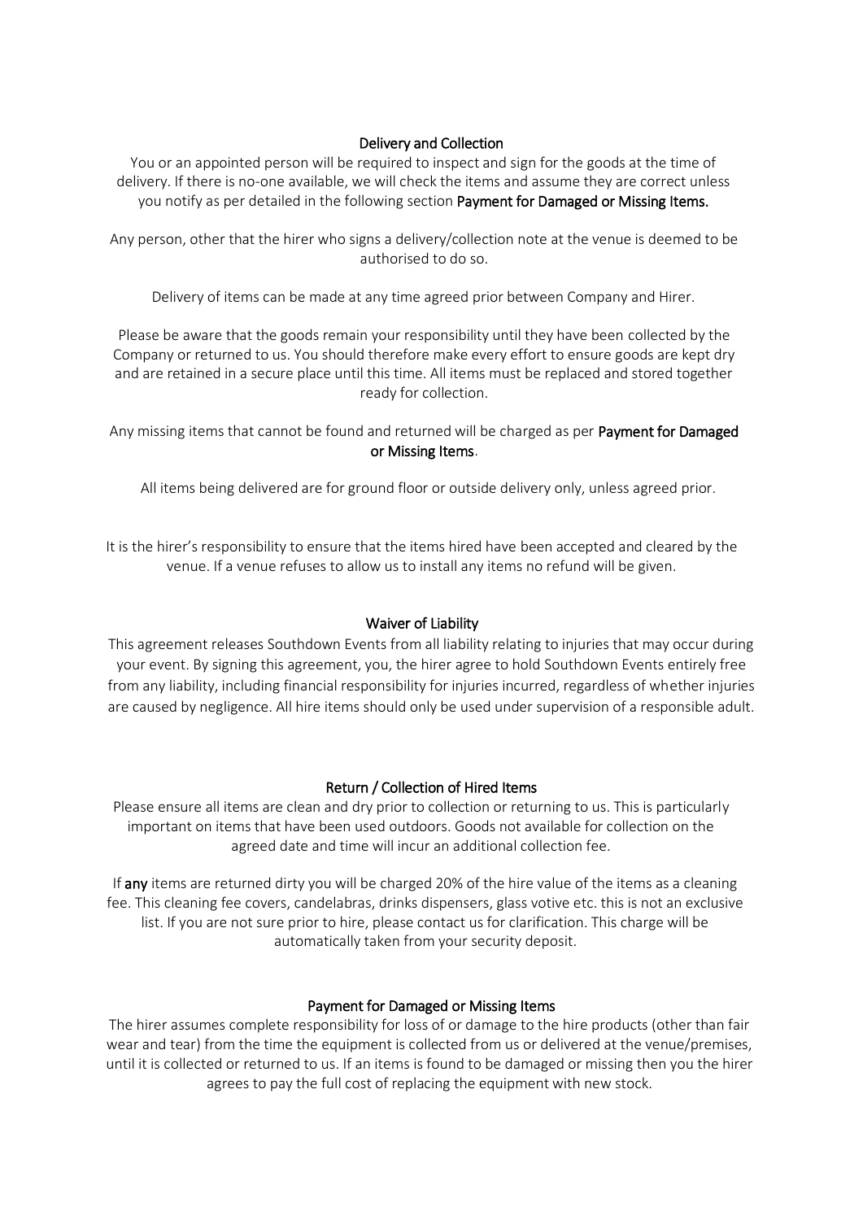## Delivery and Collection

You or an appointed person will be required to inspect and sign for the goods at the time of delivery. If there is no-one available, we will check the items and assume they are correct unless you notify as per detailed in the following section **Payment for Damaged or Missing Items.**

Any person, other that the hirer who signs a delivery/collection note at the venue is deemed to be authorised to do so.

Delivery of items can be made at any time agreed prior between Company and Hirer.

Please be aware that the goods remain your responsibility until they have been collected by the Company or returned to us. You should therefore make every effort to ensure goods are kept dry and are retained in a secure place until this time. All items must be replaced and stored together ready for collection.

Any missing items that cannot be found and returned will be charged as per **Payment for Damaged or Missing Items**.

All items being delivered are for ground floor or outside delivery only, unless agreed prior.

It is the hirer's responsibility to ensure that the items hired have been accepted and cleared by the venue. If a venue refuses to allow us to install any items no refund will be given.

## Waiver of Liability

This agreement releases Southdown Events from all liability relating to injuries that may occur during your event. By signing this agreement, you, the hirer agree to hold Southdown Events entirely free from any liability, including financial responsibility for injuries incurred, regardless of whether injuries are caused by negligence. All hire items should only be used under supervision of a responsible adult.

## Return / Collection of Hired Items

Please ensure all items are clean and dry prior to collection or returning to us. This is particularly important on items that have been used outdoors. Goods not available for collection on the agreed date and time will incur an additional collection fee.

If **any** items are returned dirty you will be charged 20% of the hire value of the items as a cleaning fee. This cleaning fee covers, candelabras, drinks dispensers, glass votive etc. this is not an exclusive list. If you are not sure prior to hire, please contact us for clarification. This charge will be automatically taken from your security deposit.

## Payment for Damaged or Missing Items

The hirer assumes complete responsibility for loss of or damage to the hire products (other than fair wear and tear) from the time the equipment is collected from us or delivered at the venue/premises, until it is collected or returned to us. If an items is found to be damaged or missing then you the hirer agrees to pay the full cost of replacing the equipment with new stock.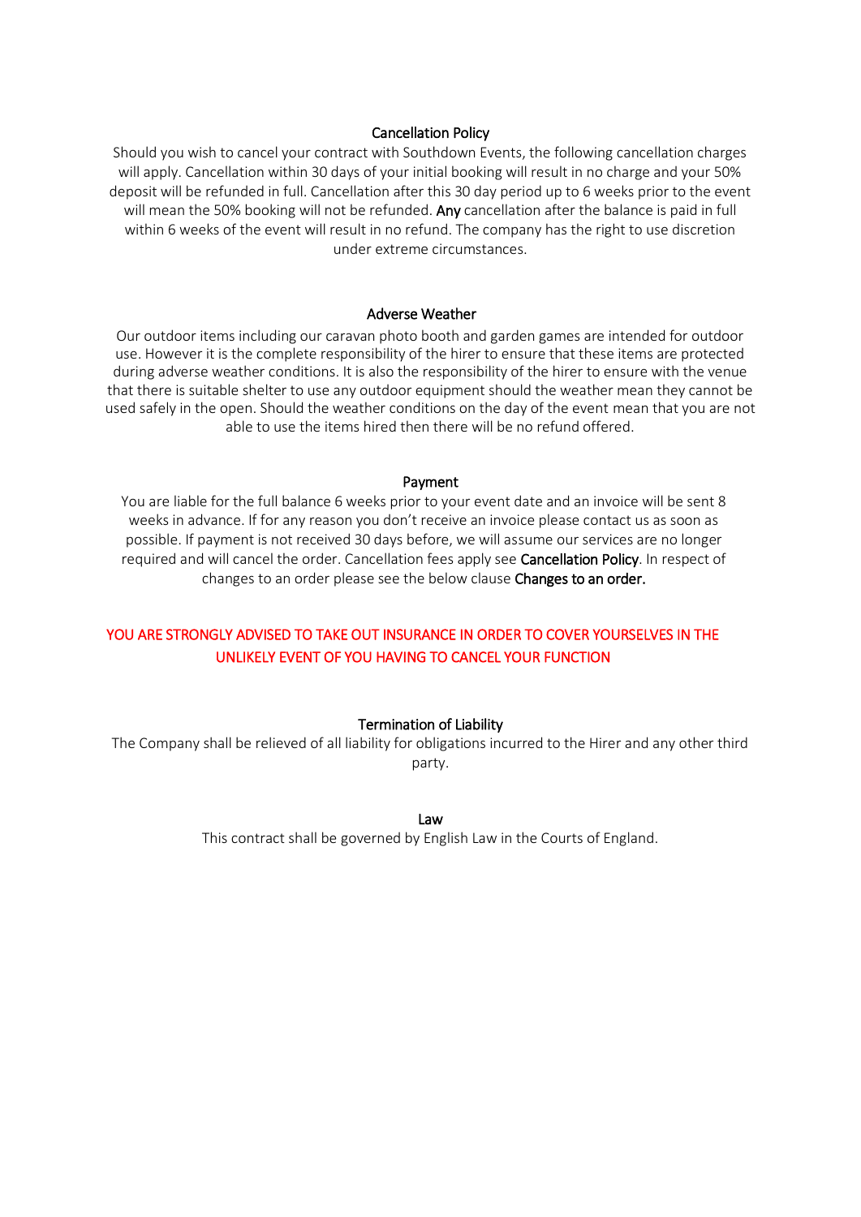## Cancellation Policy

Should you wish to cancel your contract with Southdown Events, the following cancellation charges will apply. Cancellation within 30 days of your initial booking will result in no charge and your 50% deposit will be refunded in full. Cancellation after this 30 day period up to 6 weeks prior to the event will mean the 50% booking will not be refunded. **Any** cancellation after the balance is paid in full within 6 weeks of the event will result in no refund. The company has the right to use discretion under extreme circumstances.

## Adverse Weather

Our outdoor items including our caravan photo booth and garden games are intended for outdoor use. However it is the complete responsibility of the hirer to ensure that these items are protected during adverse weather conditions. It is also the responsibility of the hirer to ensure with the venue that there is suitable shelter to use any outdoor equipment should the weather mean they cannot be used safely in the open. Should the weather conditions on the day of the event mean that you are not able to use the items hired then there will be no refund offered.

## Payment

You are liable for the full balance 6 weeks prior to your event date and an invoice will be sent 8 weeks in advance. If for any reason you don't receive an invoice please contact us as soon as possible. If payment is not received 30 days before, we will assume our services are no longer required and will cancel the order. Cancellation fees apply see **Cancellation Policy**. In respect of changes to an order please see the below clause **Changes to an order.**

**YOU ARE STRONGLY ADVISED TO TAKE OUT INSURANCE IN ORDER TO COVER YOURSELVES IN THE UNLIKELY EVENT OF YOU HAVING TO CANCEL YOUR FUNCTION**

## Termination of Liability

The Company shall be relieved of all liability for obligations incurred to the Hirer and any other third party.

## Law

This contract shall be governed by English Law in the Courts of England.